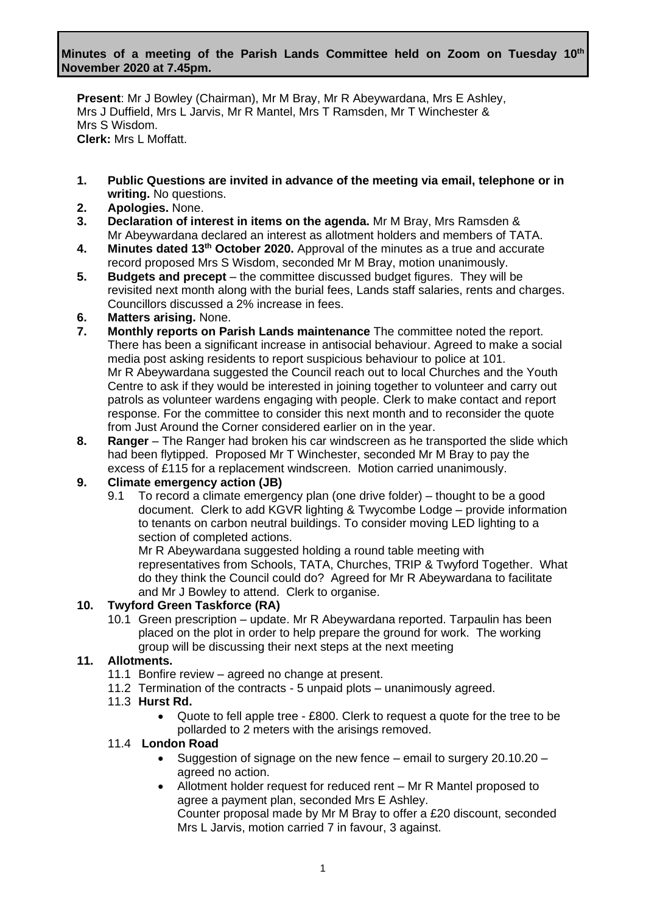**Minutes of a meeting of the Parish Lands Committee held on Zoom on Tuesday 10th November 2020 at 7.45pm.**

**Present**: Mr J Bowley (Chairman), Mr M Bray, Mr R Abeywardana, Mrs E Ashley, Mrs J Duffield, Mrs L Jarvis, Mr R Mantel, Mrs T Ramsden, Mr T Winchester & Mrs S Wisdom.
**Clerk:** Mrs L Moffatt.

1. **Public Questions are invited in advance of the meeting via email, telephone or in writing.** No questions.
2. **Apologies.** None.
3. **Declaration of interest in items on the agenda.** Mr M Bray, Mrs Ramsden & Mr Abeywardana declared an interest as allotment holders and members of TATA.
4. **Minutes dated 13th October 2020.** Approval of the minutes as a true and accurate record proposed Mrs S Wisdom, seconded Mr M Bray, motion unanimously.
5. **Budgets and precept** – the committee discussed budget figures. They will be revisited next month along with the burial fees, Lands staff salaries, rents and charges. Councillors discussed a 2% increase in fees.
6. **Matters arising.** None.
7. **Monthly reports on Parish Lands maintenance** The committee noted the report. There has been a significant increase in antisocial behaviour. Agreed to make a social media post asking residents to report suspicious behaviour to police at 101. Mr R Abeywardana suggested the Council reach out to local Churches and the Youth Centre to ask if they would be interested in joining together to volunteer and carry out patrols as volunteer wardens engaging with people. Clerk to make contact and report response. For the committee to consider this next month and to reconsider the quote from Just Around the Corner considered earlier on in the year.
8. **Ranger** – The Ranger had broken his car windscreen as he transported the slide which had been flytipped. Proposed Mr T Winchester, seconded Mr M Bray to pay the excess of £115 for a replacement windscreen. Motion carried unanimously.
9. **Climate emergency action (JB)**
   - 9.1 To record a climate emergency plan (one drive folder) – thought to be a good document. Clerk to add KGVR lighting & Twycombe Lodge – provide information to tenants on carbon neutral buildings. To consider moving LED lighting to a section of completed actions.
     Mr R Abeywardana suggested holding a round table meeting with representatives from Schools, TATA, Churches, TRIP & Twyford Together. What do they think the Council could do? Agreed for Mr R Abeywardana to facilitate and Mr J Bowley to attend. Clerk to organise.
10. **Twyford Green Taskforce (RA)**
    - 10.1 Green prescription – update. Mr R Abeywardana reported. Tarpaulin has been placed on the plot in order to help prepare the ground for work. The working group will be discussing their next steps at the next meeting
11. **Allotments.**
    - 11.1 Bonfire review – agreed no change at present.
    - 11.2 Termination of the contracts - 5 unpaid plots – unanimously agreed.
    - 11.3 **Hurst Rd.**
      - Quote to fell apple tree - £800. Clerk to request a quote for the tree to be pollarded to 2 meters with the arisings removed.
    - 11.4 **London Road**
      - Suggestion of signage on the new fence – email to surgery 20.10.20 – agreed no action.
      - Allotment holder request for reduced rent – Mr R Mantel proposed to agree a payment plan, seconded Mrs E Ashley.
        Counter proposal made by Mr M Bray to offer a £20 discount, seconded Mrs L Jarvis, motion carried 7 in favour, 3 against.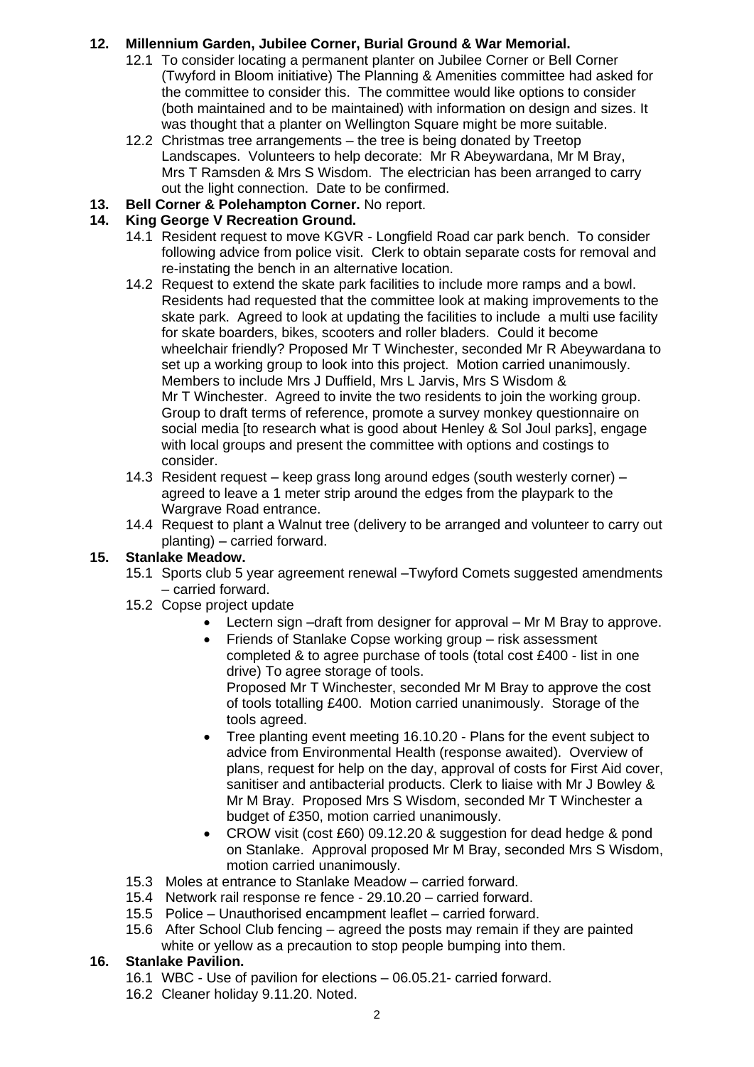**12. Millennium Garden, Jubilee Corner, Burial Ground & War Memorial.**

12.1 To consider locating a permanent planter on Jubilee Corner or Bell Corner (Twyford in Bloom initiative) The Planning & Amenities committee had asked for the committee to consider this. The committee would like options to consider (both maintained and to be maintained) with information on design and sizes. It was thought that a planter on Wellington Square might be more suitable.

12.2 Christmas tree arrangements – the tree is being donated by Treetop Landscapes. Volunteers to help decorate: Mr R Abeywardana, Mr M Bray, Mrs T Ramsden & Mrs S Wisdom. The electrician has been arranged to carry out the light connection. Date to be confirmed.

**13. Bell Corner & Polehampton Corner.** No report.

**14. King George V Recreation Ground.**

14.1 Resident request to move KGVR - Longfield Road car park bench. To consider following advice from police visit. Clerk to obtain separate costs for removal and re-instating the bench in an alternative location.

14.2 Request to extend the skate park facilities to include more ramps and a bowl. Residents had requested that the committee look at making improvements to the skate park. Agreed to look at updating the facilities to include a multi use facility for skate boarders, bikes, scooters and roller bladers. Could it become wheelchair friendly? Proposed Mr T Winchester, seconded Mr R Abeywardana to set up a working group to look into this project. Motion carried unanimously. Members to include Mrs J Duffield, Mrs L Jarvis, Mrs S Wisdom & Mr T Winchester. Agreed to invite the two residents to join the working group. Group to draft terms of reference, promote a survey monkey questionnaire on social media [to research what is good about Henley & Sol Joul parks], engage with local groups and present the committee with options and costings to consider.

14.3 Resident request – keep grass long around edges (south westerly corner) – agreed to leave a 1 meter strip around the edges from the playpark to the Wargrave Road entrance.

14.4 Request to plant a Walnut tree (delivery to be arranged and volunteer to carry out planting) – carried forward.

**15. Stanlake Meadow.**

15.1 Sports club 5 year agreement renewal –Twyford Comets suggested amendments – carried forward.

15.2 Copse project update

- Lectern sign –draft from designer for approval – Mr M Bray to approve.
- Friends of Stanlake Copse working group – risk assessment completed & to agree purchase of tools (total cost £400 - list in one drive) To agree storage of tools.
  Proposed Mr T Winchester, seconded Mr M Bray to approve the cost of tools totalling £400. Motion carried unanimously. Storage of the tools agreed.
- Tree planting event meeting 16.10.20 - Plans for the event subject to advice from Environmental Health (response awaited). Overview of plans, request for help on the day, approval of costs for First Aid cover, sanitiser and antibacterial products. Clerk to liaise with Mr J Bowley & Mr M Bray. Proposed Mrs S Wisdom, seconded Mr T Winchester a budget of £350, motion carried unanimously.
- CROW visit (cost £60) 09.12.20 & suggestion for dead hedge & pond on Stanlake. Approval proposed Mr M Bray, seconded Mrs S Wisdom, motion carried unanimously.

15.3 Moles at entrance to Stanlake Meadow – carried forward.

15.4 Network rail response re fence - 29.10.20 – carried forward.

15.5 Police – Unauthorised encampment leaflet – carried forward.

15.6 After School Club fencing – agreed the posts may remain if they are painted white or yellow as a precaution to stop people bumping into them.

**16. Stanlake Pavilion.**

16.1 WBC - Use of pavilion for elections – 06.05.21- carried forward.

16.2 Cleaner holiday 9.11.20. Noted.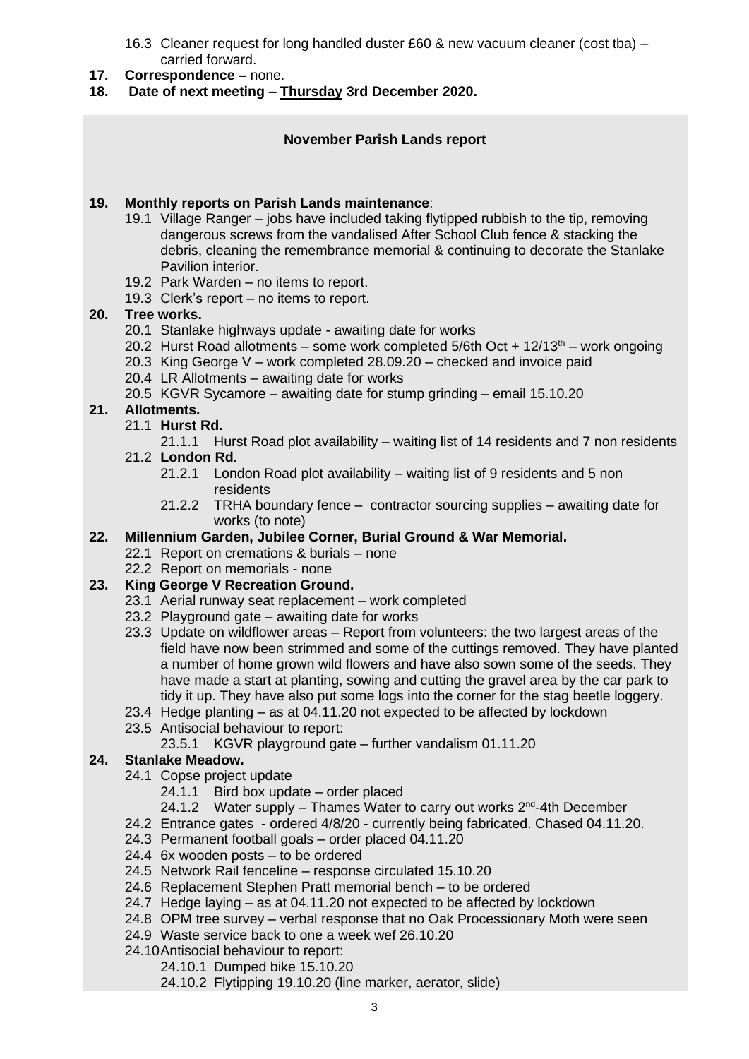16.3 Cleaner request for long handled duster £60 & new vacuum cleaner (cost tba) – carried forward.

**17. Correspondence –** none.

**18. Date of next meeting – Thursday 3rd December 2020.**

**November Parish Lands report**

**19. Monthly reports on Parish Lands maintenance**:

19.1 Village Ranger – jobs have included taking flytipped rubbish to the tip, removing dangerous screws from the vandalised After School Club fence & stacking the debris, cleaning the remembrance memorial & continuing to decorate the Stanlake Pavilion interior.

19.2 Park Warden – no items to report.

19.3 Clerk's report – no items to report.

**20. Tree works.**

20.1 Stanlake highways update - awaiting date for works

20.2 Hurst Road allotments – some work completed 5/6th Oct + 12/13th – work ongoing

20.3 King George V – work completed 28.09.20 – checked and invoice paid

20.4 LR Allotments – awaiting date for works

20.5 KGVR Sycamore – awaiting date for stump grinding – email 15.10.20

**21. Allotments.**

21.1 **Hurst Rd.**

21.1.1 Hurst Road plot availability – waiting list of 14 residents and 7 non residents

21.2 **London Rd.**

21.2.1 London Road plot availability – waiting list of 9 residents and 5 non residents

21.2.2 TRHA boundary fence – contractor sourcing supplies – awaiting date for works (to note)

**22. Millennium Garden, Jubilee Corner, Burial Ground & War Memorial.**

22.1 Report on cremations & burials – none

22.2 Report on memorials - none

**23. King George V Recreation Ground.**

23.1 Aerial runway seat replacement – work completed

23.2 Playground gate – awaiting date for works

23.3 Update on wildflower areas – Report from volunteers: the two largest areas of the field have now been strimmed and some of the cuttings removed. They have planted a number of home grown wild flowers and have also sown some of the seeds. They have made a start at planting, sowing and cutting the gravel area by the car park to tidy it up. They have also put some logs into the corner for the stag beetle loggery.

23.4 Hedge planting – as at 04.11.20 not expected to be affected by lockdown

23.5 Antisocial behaviour to report:

23.5.1 KGVR playground gate – further vandalism 01.11.20

**24. Stanlake Meadow.**

24.1 Copse project update

24.1.1 Bird box update – order placed

24.1.2 Water supply – Thames Water to carry out works 2nd-4th December

24.2 Entrance gates - ordered 4/8/20 - currently being fabricated. Chased 04.11.20.

24.3 Permanent football goals – order placed 04.11.20

24.4 6x wooden posts – to be ordered

24.5 Network Rail fenceline – response circulated 15.10.20

24.6 Replacement Stephen Pratt memorial bench – to be ordered

24.7 Hedge laying – as at 04.11.20 not expected to be affected by lockdown

24.8 OPM tree survey – verbal response that no Oak Processionary Moth were seen

24.9 Waste service back to one a week wef 26.10.20

24.10 Antisocial behaviour to report:

24.10.1 Dumped bike 15.10.20

24.10.2 Flytipping 19.10.20 (line marker, aerator, slide)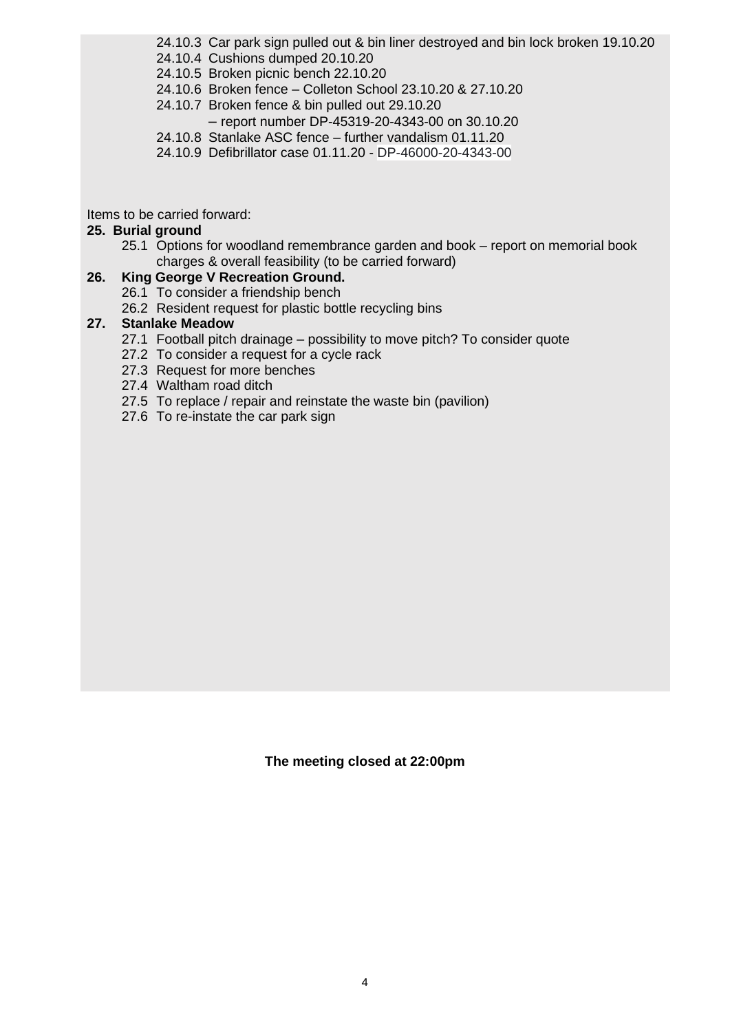24.10.3 Car park sign pulled out & bin liner destroyed and bin lock broken 19.10.20
24.10.4 Cushions dumped 20.10.20
24.10.5 Broken picnic bench 22.10.20
24.10.6 Broken fence – Colleton School 23.10.20 & 27.10.20
24.10.7 Broken fence & bin pulled out 29.10.20
– report number DP-45319-20-4343-00 on 30.10.20
24.10.8 Stanlake ASC fence – further vandalism 01.11.20
24.10.9 Defibrillator case 01.11.20 - DP-46000-20-4343-00

Items to be carried forward:

**25. Burial ground**

25.1 Options for woodland remembrance garden and book – report on memorial book charges & overall feasibility (to be carried forward)

**26. King George V Recreation Ground.**

26.1 To consider a friendship bench
26.2 Resident request for plastic bottle recycling bins

**27. Stanlake Meadow**

27.1 Football pitch drainage – possibility to move pitch? To consider quote
27.2 To consider a request for a cycle rack
27.3 Request for more benches
27.4 Waltham road ditch
27.5 To replace / repair and reinstate the waste bin (pavilion)
27.6 To re-instate the car park sign

**The meeting closed at 22:00pm**